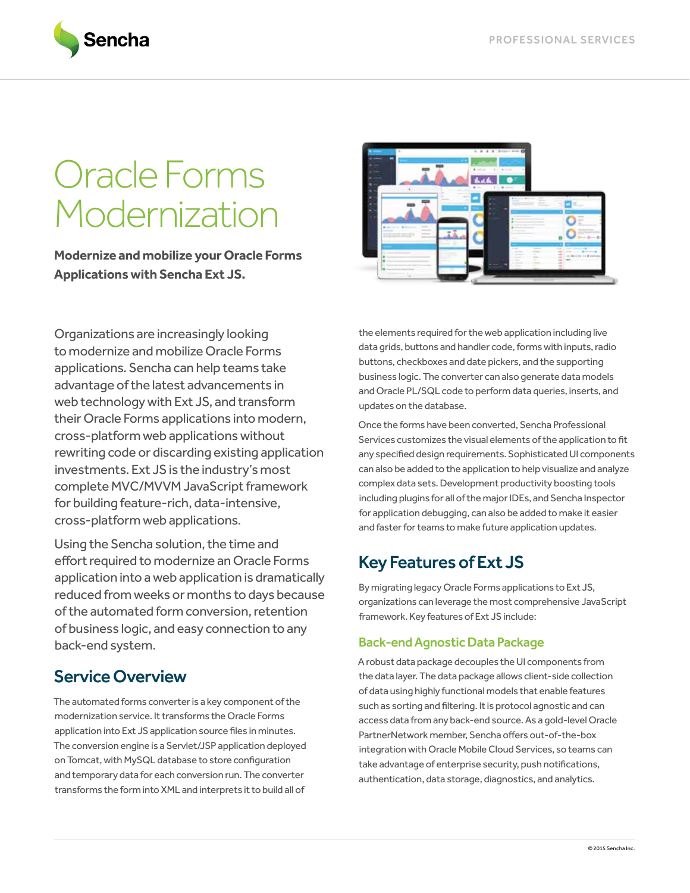# Oracle Forms Modernization

**Modernize and mobilize your Oracle Forms Applications with Sencha Ext JS.**

Organizations are increasingly looking to modernize and mobilize Oracle Forms applications. Sencha can help teams take advantage of the latest advancements in web technology with Ext JS, and transform their Oracle Forms applications into modern, cross-platform web applications without rewriting code or discarding existing application investments. Ext JS is the industry's most complete MVC/MVVM JavaScript framework for building feature-rich, data-intensive, cross-platform web applications.

Using the Sencha solution, the time and effort required to modernize an Oracle Forms application into a web application is dramatically reduced from weeks or months to days because of the automated form conversion, retention of business logic, and easy connection to any back-end system.

## Service Overview

The automated forms converter is a key component of the modernization service. It transforms the Oracle Forms application into Ext JS application source files in minutes. The conversion engine is a Servlet/JSP application deployed on Tomcat, with MySQL database to store configuration and temporary data for each conversion run. The converter transforms the form into XML and interprets it to build all of the elements required for the web application including live data grids, buttons and handler code, forms with inputs, radio buttons, checkboxes and date pickers, and the supporting business logic. The converter can also generate data models and Oracle PL/SQL code to perform data queries, inserts, and updates on the database.

Once the forms have been converted, Sencha Professional Services customizes the visual elements of the application to fit any specified design requirements. Sophisticated UI components can also be added to the application to help visualize and analyze complex data sets. Development productivity boosting tools including plugins for all of the major IDEs, and Sencha Inspector for application debugging, can also be added to make it easier and faster for teams to make future application updates.

## Key Features of Ext JS

By migrating legacy Oracle Forms applications to Ext JS, organizations can leverage the most comprehensive JavaScript framework. Key features of Ext JS include:

### Back-end Agnostic Data Package

A robust data package decouples the UI components from the data layer. The data package allows client-side collection of data using highly functional models that enable features such as sorting and filtering. It is protocol agnostic and can access data from any back-end source. As a gold-level Oracle PartnerNetwork member, Sencha offers out-of-the-box integration with Oracle Mobile Cloud Services, so teams can take advantage of enterprise security, push notifications, authentication, data storage, diagnostics, and analytics.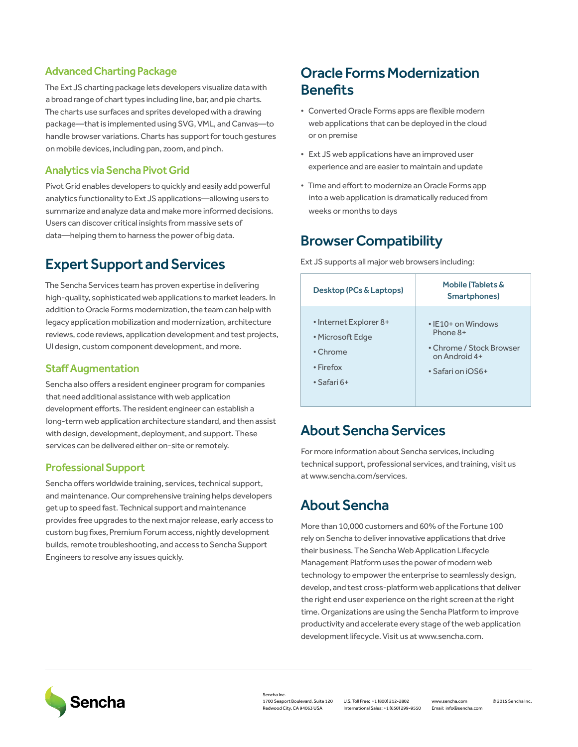### Advanced Charting Package

The Ext JS charting package lets developers visualize data with a broad range of chart types including line, bar, and pie charts. The charts use surfaces and sprites developed with a drawing package—that is implemented using SVG, VML, and Canvas—to handle browser variations. Charts has support for touch gestures on mobile devices, including pan, zoom, and pinch.

### Analytics via Sencha Pivot Grid

Pivot Grid enables developers to quickly and easily add powerful analytics functionality to Ext JS applications—allowing users to summarize and analyze data and make more informed decisions. Users can discover critical insights from massive sets of data—helping them to harness the power of big data.

## Expert Support and Services

The Sencha Services team has proven expertise in delivering high-quality, sophisticated web applications to market leaders. In addition to Oracle Forms modernization, the team can help with legacy application mobilization and modernization, architecture reviews, code reviews, application development and test projects, UI design, custom component development, and more.

### Staff Augmentation

Sencha also offers a resident engineer program for companies that need additional assistance with web application development efforts. The resident engineer can establish a long-term web application architecture standard, and then assist with design, development, deployment, and support. These services can be delivered either on-site or remotely.

### Professional Support

Sencha offers worldwide training, services, technical support, and maintenance. Our comprehensive training helps developers get up to speed fast. Technical support and maintenance provides free upgrades to the next major release, early access to custom bug fixes, Premium Forum access, nightly development builds, remote troubleshooting, and access to Sencha Support Engineers to resolve any issues quickly.

## Oracle Forms Modernization Benefits

- Converted Oracle Forms apps are flexible modern web applications that can be deployed in the cloud or on premise
- Ext JS web applications have an improved user experience and are easier to maintain and update
- Time and effort to modernize an Oracle Forms app into a web application is dramatically reduced from weeks or months to days

## Browser Compatibility

Ext JS supports all major web browsers including:

| Desktop (PCs & Laptops) | Mobile (Tablets & Smartphones) |
|---|---|
| • Internet Explorer 8+<br>• Microsoft Edge<br>• Chrome<br>• Firefox<br>• Safari 6+ | • IE10+ on Windows Phone 8+<br>• Chrome / Stock Browser on Android 4+<br>• Safari on iOS6+ |

## About Sencha Services

For more information about Sencha services, including technical support, professional services, and training, visit us at www.sencha.com/services.

## About Sencha

More than 10,000 customers and 60% of the Fortune 100 rely on Sencha to deliver innovative applications that drive their business. The Sencha Web Application Lifecycle Management Platform uses the power of modern web technology to empower the enterprise to seamlessly design, develop, and test cross-platform web applications that deliver the right end user experience on the right screen at the right time. Organizations are using the Sencha Platform to improve productivity and accelerate every stage of the web application development lifecycle. Visit us at www.sencha.com.

Sencha

Sencha Inc.
1700 Seaport Boulevard, Suite 120
Redwood City, CA 94063 USA

U.S. Toll Free: +1 (800) 212-2802
International Sales: +1 (650) 299-9550

www.sencha.com
Email: info@sencha.com

© 2015 Sencha Inc.